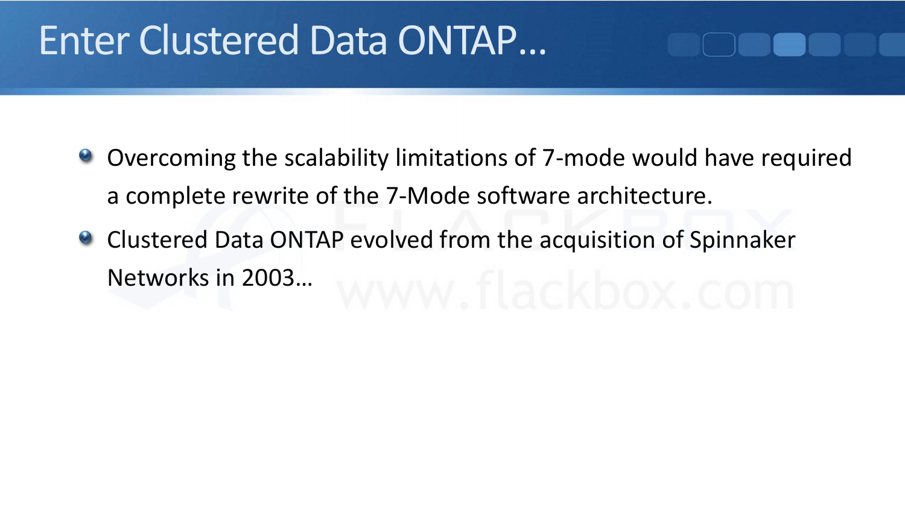# Enter Clustered Data ONTAP…

- Overcoming the scalability limitations of 7-mode would have required a complete rewrite of the 7-Mode software architecture.
- Clustered Data ONTAP evolved from the acquisition of Spinnaker Networks in 2003…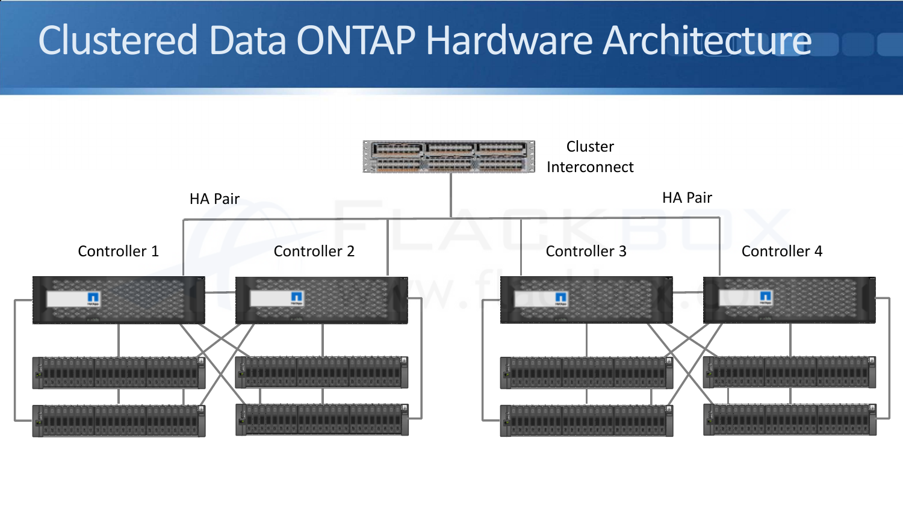# Clustered Data ONTAP Hardware Architecture

Cluster Interconnect

HA Pair

HA Pair

Controller 1

Controller 2

Controller 3

Controller 4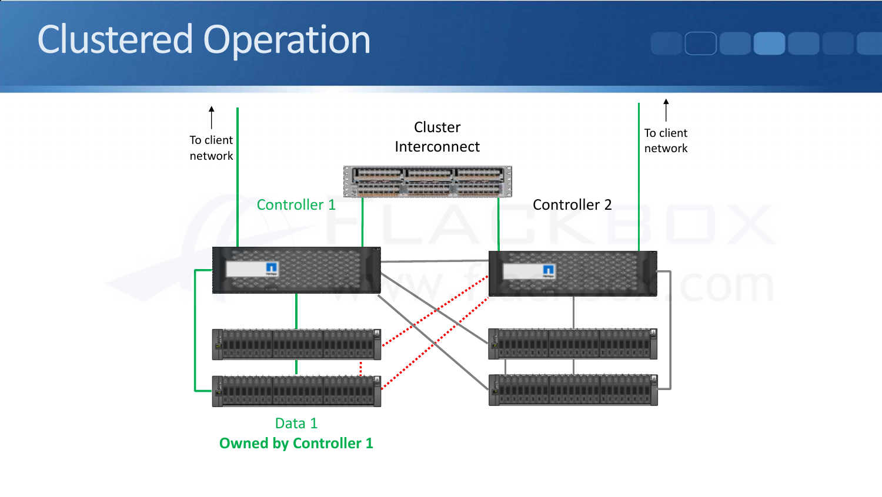# Clustered Operation

To client network

Cluster Interconnect

To client network

Controller 1

Controller 2

Data 1

**Owned by Controller 1**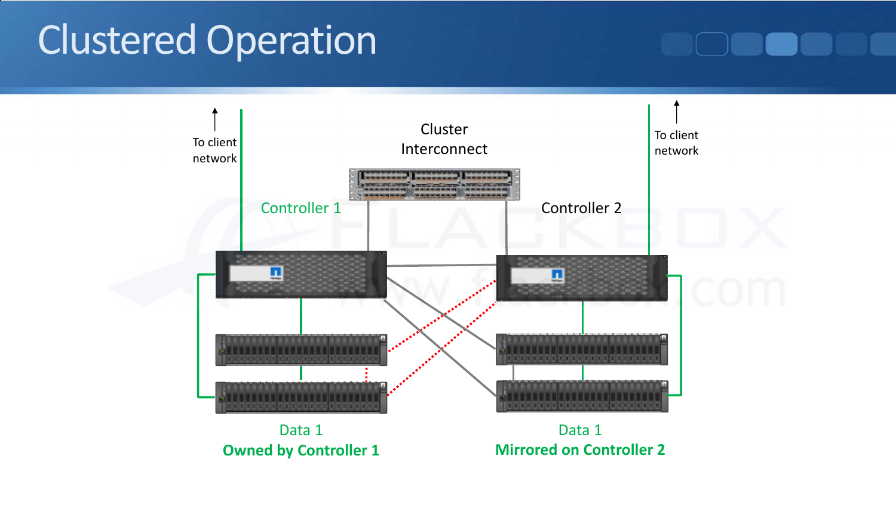# Clustered Operation

To client network

To client network

Cluster Interconnect

Controller 1

Controller 2

Data 1
**Owned by Controller 1**

Data 1
**Mirrored on Controller 2**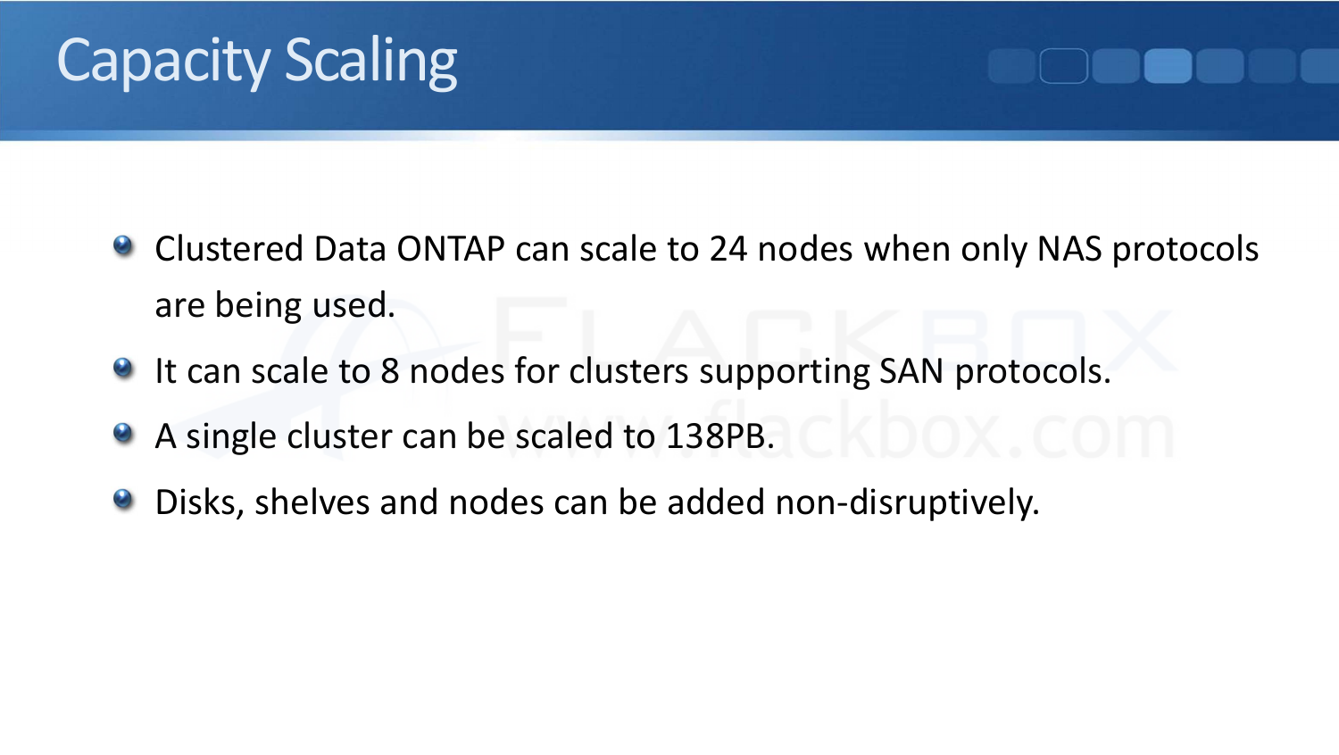# Capacity Scaling

- Clustered Data ONTAP can scale to 24 nodes when only NAS protocols are being used.
- It can scale to 8 nodes for clusters supporting SAN protocols.
- A single cluster can be scaled to 138PB.
- Disks, shelves and nodes can be added non-disruptively.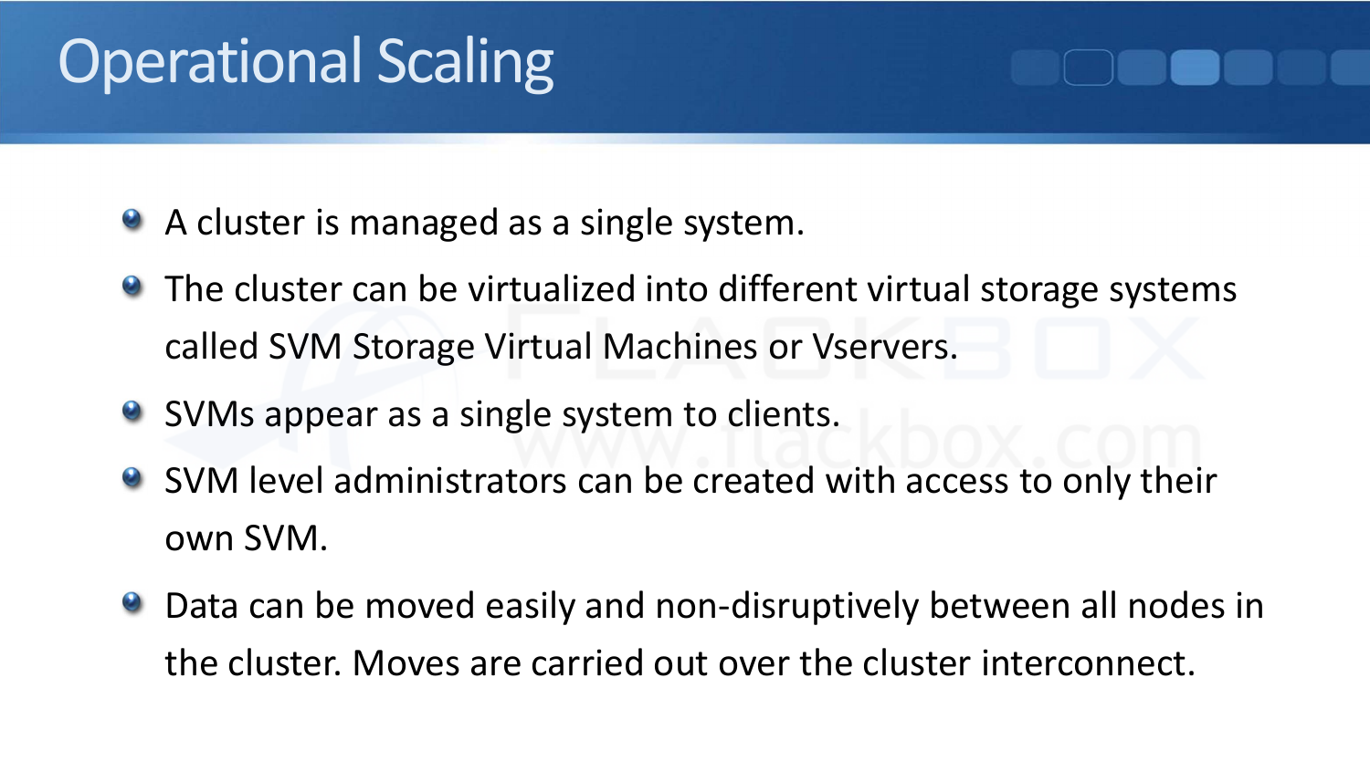# Operational Scaling

- A cluster is managed as a single system.
- The cluster can be virtualized into different virtual storage systems called SVM Storage Virtual Machines or Vservers.
- SVMs appear as a single system to clients.
- SVM level administrators can be created with access to only their own SVM.
- Data can be moved easily and non-disruptively between all nodes in the cluster. Moves are carried out over the cluster interconnect.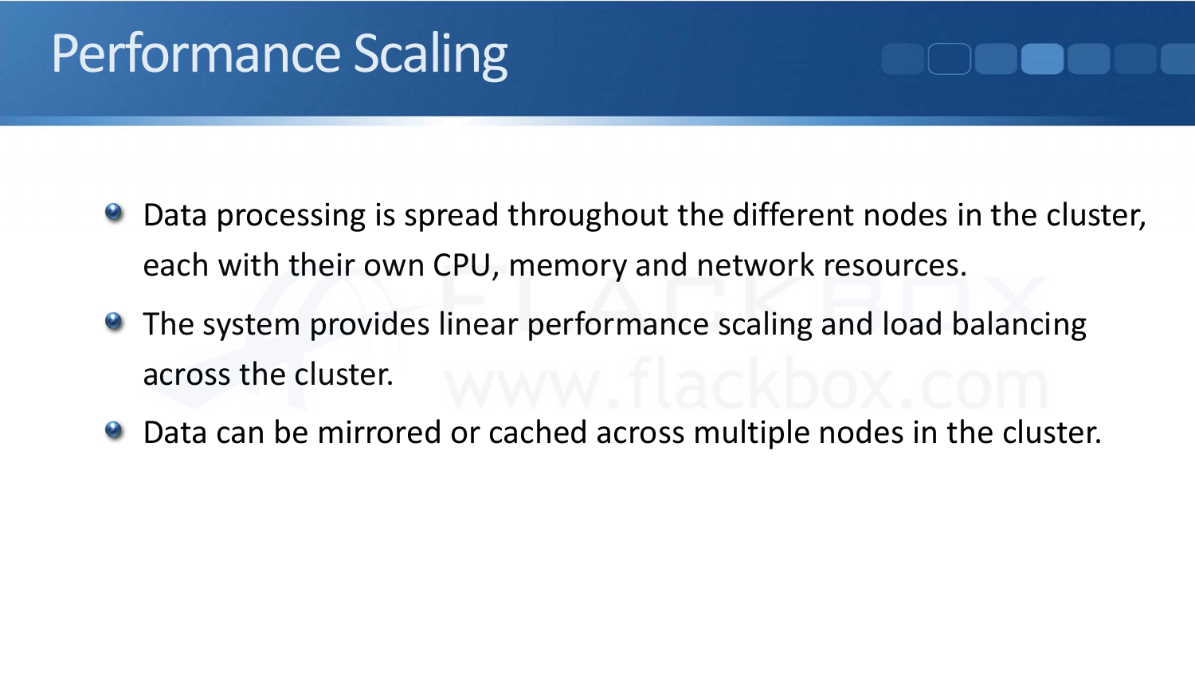# Performance Scaling

- Data processing is spread throughout the different nodes in the cluster, each with their own CPU, memory and network resources.
- The system provides linear performance scaling and load balancing across the cluster.
- Data can be mirrored or cached across multiple nodes in the cluster.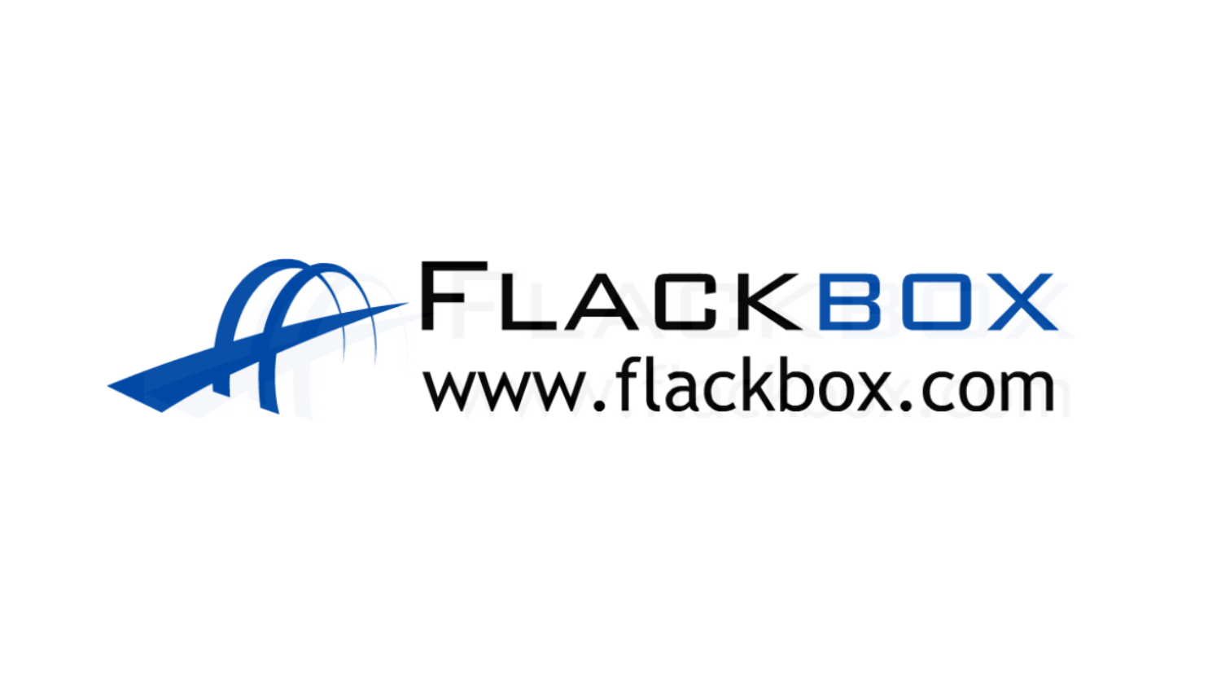Flackbox

www.flackbox.com